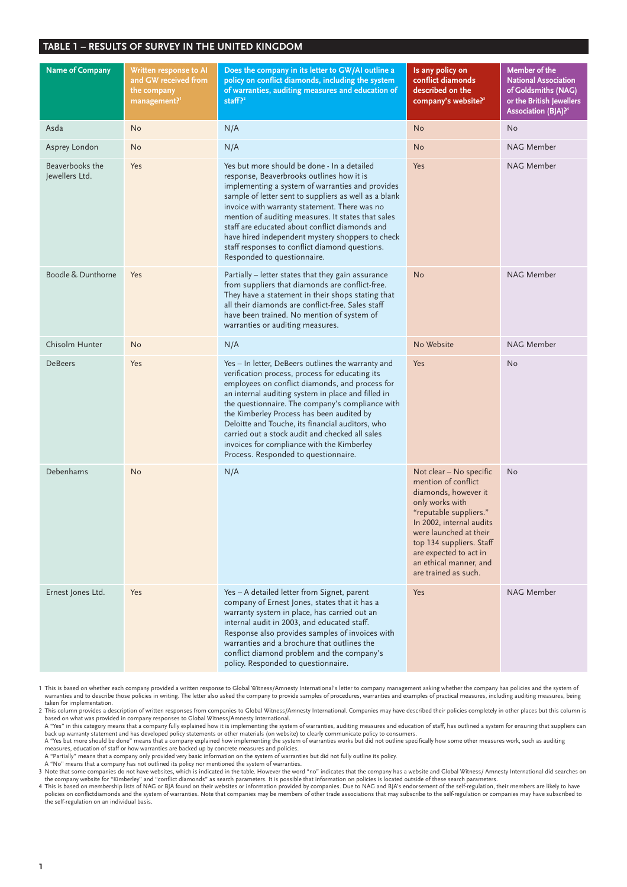## TABLE 1 – RESULTS OF SURVEY IN THE UNITED KINGDOM

| Name of Company | Written response to AI and GW received from the company management?[1] | Does the company in its letter to GW/AI outline a policy on conflict diamonds, including the system of warranties, auditing measures and education of staff?[2] | Is any policy on conflict diamonds described on the company's website?[3] | Member of the National Association of Goldsmiths (NAG) or the British Jewellers Association (BJA)?[4] |
|---|---|---|---|---|
| Asda | No | N/A | No | No |
| Asprey London | No | N/A | No | NAG Member |
| Beaverbooks the Jewellers Ltd. | Yes | Yes but more should be done - In a detailed response, Beaverbrooks outlines how it is implementing a system of warranties and provides sample of letter sent to suppliers as well as a blank invoice with warranty statement. There was no mention of auditing measures. It states that sales staff are educated about conflict diamonds and have hired independent mystery shoppers to check staff responses to conflict diamond questions. Responded to questionnaire. | Yes | NAG Member |
| Boodle & Dunthorne | Yes | Partially – letter states that they gain assurance from suppliers that diamonds are conflict-free. They have a statement in their shops stating that all their diamonds are conflict-free. Sales staff have been trained. No mention of system of warranties or auditing measures. | No | NAG Member |
| Chisolm Hunter | No | N/A | No Website | NAG Member |
| DeBeers | Yes | Yes – In letter, DeBeers outlines the warranty and verification process, process for educating its employees on conflict diamonds, and process for an internal auditing system in place and filled in the questionnaire. The company's compliance with the Kimberley Process has been audited by Deloitte and Touche, its financial auditors, who carried out a stock audit and checked all sales invoices for compliance with the Kimberley Process. Responded to questionnaire. | Yes | No |
| Debenhams | No | N/A | Not clear – No specific mention of conflict diamonds, however it only works with "reputable suppliers." In 2002, internal audits were launched at their top 134 suppliers. Staff are expected to act in an ethical manner, and are trained as such. | No |
| Ernest Jones Ltd. | Yes | Yes – A detailed letter from Signet, parent company of Ernest Jones, states that it has a warranty system in place, has carried out an internal audit in 2003, and educated staff. Response also provides samples of invoices with warranties and a brochure that outlines the conflict diamond problem and the company's policy. Responded to questionnaire. | Yes | NAG Member |

1 This is based on whether each company provided a written response to Global Witness/Amnesty International's letter to company management asking whether the company has policies and the system of warranties and to describe those policies in writing. The letter also asked the company to provide samples of procedures, warranties and examples of practical measures, including auditing measures, being taken for implementation.

2 This column provides a description of written responses from companies to Global Witness/Amnesty International. Companies may have described their policies completely in other places but this column is based on what was provided in company responses to Global Witness/Amnesty International.
A "Yes" in this category means that a company fully explained how it is implementing the system of warranties, auditing measures and education of staff, has outlined a system for ensuring that suppliers can back up warranty statement and has developed policy statements or other materials (on website) to clearly communicate policy to consumers.
A "Yes but more should be done" means that a company explained how implementing the system of warranties works but did not outline specifically how some other measures work, such as auditing measures, education of staff or how warranties are backed up by concrete measures and policies.
A "Partially" means that a company only provided very basic information on the system of warranties but did not fully outline its policy.
A "No" means that a company has not outlined its policy nor mentioned the system of warranties.

3 Note that some companies do not have websites, which is indicated in the table. However the word "no" indicates that the company has a website and Global Witness/ Amnesty International did searches on the company website for "Kimberley" and "conflict diamonds" as search parameters. It is possible that information on policies is located outside of these search parameters.

4 This is based on membership lists of NAG or BJA found on their websites or information provided by companies. Due to NAG and BJA's endorsement of the self-regulation, their members are likely to have policies on conflictdiamonds and the system of warranties. Note that companies may be members of other trade associations that may subscribe to the self-regulation or companies may have subscribed to the self-regulation on an individual basis.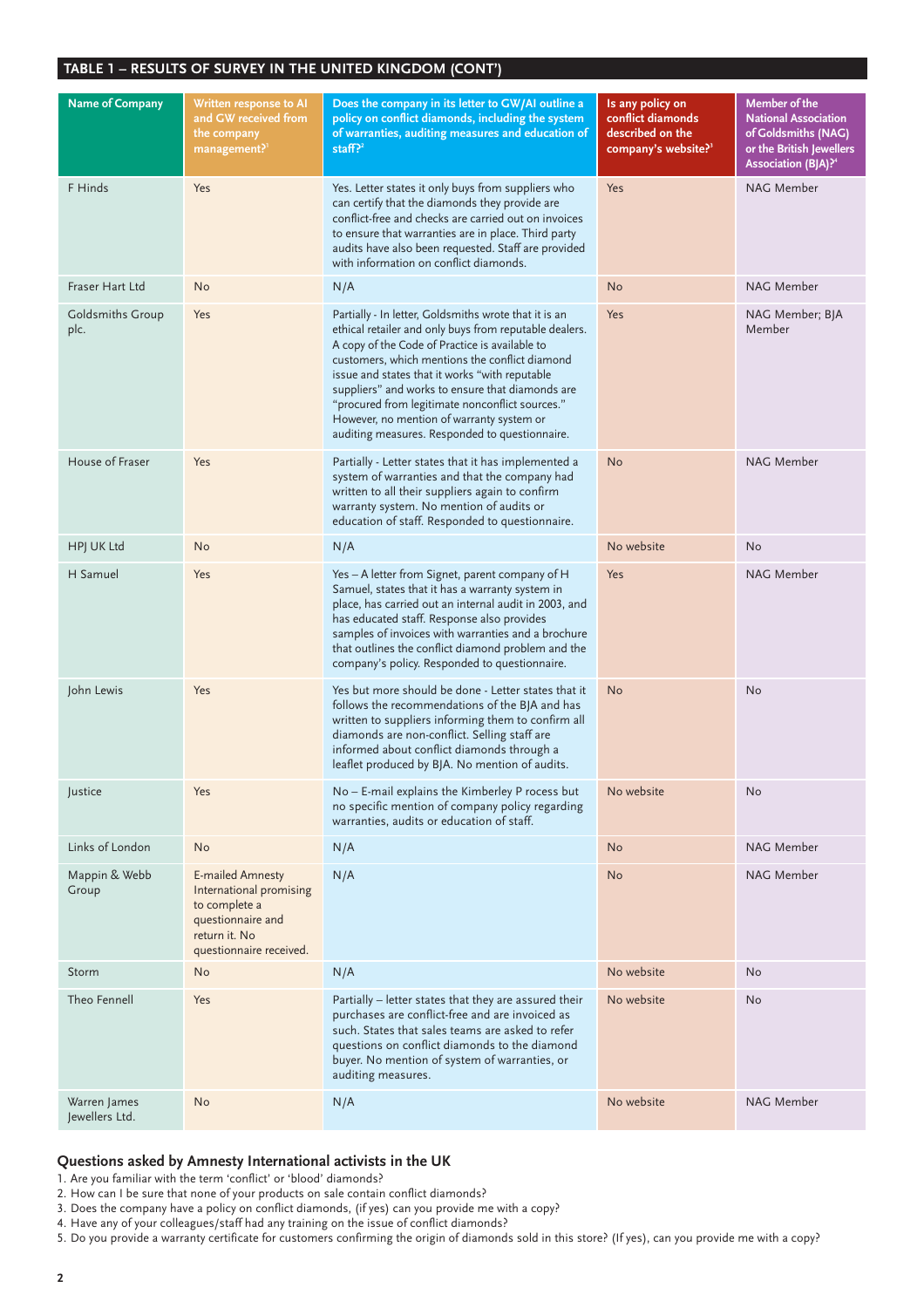## TABLE 1 – RESULTS OF SURVEY IN THE UNITED KINGDOM (CONT')

| Name of Company | Written response to AI and GW received from the company management?[1] | Does the company in its letter to GW/AI outline a policy on conflict diamonds, including the system of warranties, auditing measures and education of staff?[2] | Is any policy on conflict diamonds described on the company's website?[3] | Member of the National Association of Goldsmiths (NAG) or the British Jewellers Association (BJA)?[4] |
|---|---|---|---|---|
| F Hinds | Yes | Yes. Letter states it only buys from suppliers who can certify that the diamonds they provide are conflict-free and checks are carried out on invoices to ensure that warranties are in place. Third party audits have also been requested. Staff are provided with information on conflict diamonds. | Yes | NAG Member |
| Fraser Hart Ltd | No | N/A | No | NAG Member |
| Goldsmiths Group plc. | Yes | Partially - In letter, Goldsmiths wrote that it is an ethical retailer and only buys from reputable dealers. A copy of the Code of Practice is available to customers, which mentions the conflict diamond issue and states that it works "with reputable suppliers" and works to ensure that diamonds are "procured from legitimate nonconflict sources." However, no mention of warranty system or auditing measures. Responded to questionnaire. | Yes | NAG Member; BJA Member |
| House of Fraser | Yes | Partially - Letter states that it has implemented a system of warranties and that the company had written to all their suppliers again to confirm warranty system. No mention of audits or education of staff. Responded to questionnaire. | No | NAG Member |
| HPJ UK Ltd | No | N/A | No website | No |
| H Samuel | Yes | Yes – A letter from Signet, parent company of H Samuel, states that it has a warranty system in place, has carried out an internal audit in 2003, and has educated staff. Response also provides samples of invoices with warranties and a brochure that outlines the conflict diamond problem and the company's policy. Responded to questionnaire. | Yes | NAG Member |
| John Lewis | Yes | Yes but more should be done - Letter states that it follows the recommendations of the BJA and has written to suppliers informing them to confirm all diamonds are non-conflict. Selling staff are informed about conflict diamonds through a leaflet produced by BJA. No mention of audits. | No | No |
| Justice | Yes | No – E-mail explains the Kimberley P rocess but no specific mention of company policy regarding warranties, audits or education of staff. | No website | No |
| Links of London | No | N/A | No | NAG Member |
| Mappin & Webb Group | E-mailed Amnesty International promising to complete a questionnaire and return it. No questionnaire received. | N/A | No | NAG Member |
| Storm | No | N/A | No website | No |
| Theo Fennell | Yes | Partially – letter states that they are assured their purchases are conflict-free and are invoiced as such. States that sales teams are asked to refer questions on conflict diamonds to the diamond buyer. No mention of system of warranties, or auditing measures. | No website | No |
| Warren James Jewellers Ltd. | No | N/A | No website | NAG Member |

### Questions asked by Amnesty International activists in the UK

1. Are you familiar with the term 'conflict' or 'blood' diamonds?
2. How can I be sure that none of your products on sale contain conflict diamonds?
3. Does the company have a policy on conflict diamonds, (if yes) can you provide me with a copy?
4. Have any of your colleagues/staff had any training on the issue of conflict diamonds?
5. Do you provide a warranty certificate for customers confirming the origin of diamonds sold in this store? (If yes), can you provide me with a copy?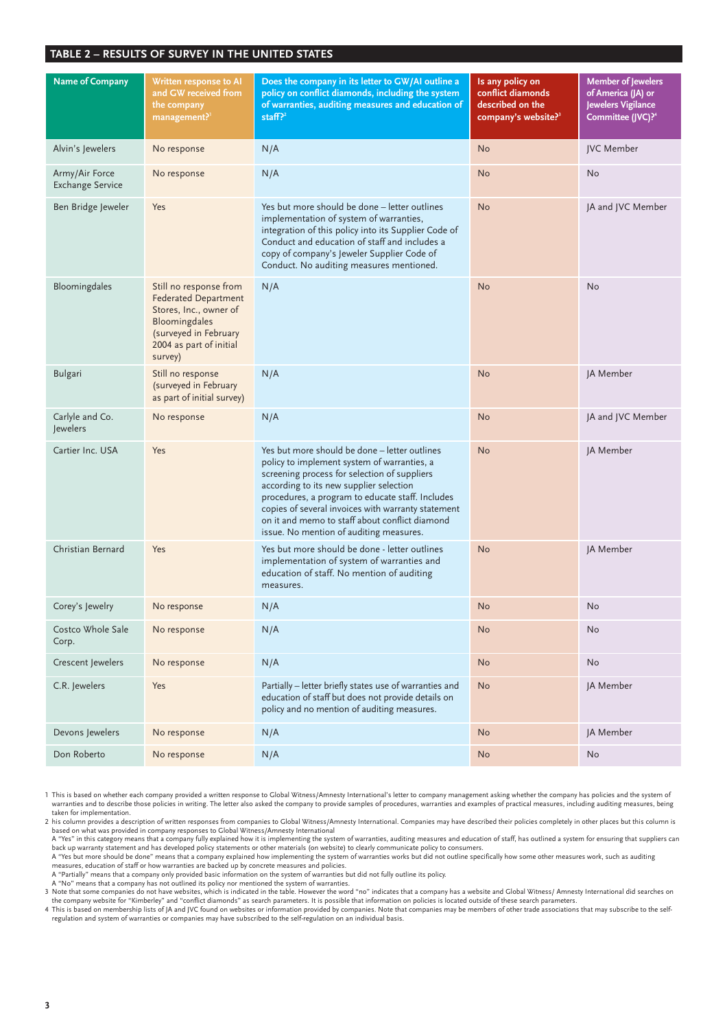## TABLE 2 – RESULTS OF SURVEY IN THE UNITED STATES

| Name of Company | Written response to AI and GW received from the company management?[1] | Does the company in its letter to GW/AI outline a policy on conflict diamonds, including the system of warranties, auditing measures and education of staff?[2] | Is any policy on conflict diamonds described on the company's website?[3] | Member of Jewelers of America (JA) or Jewelers Vigilance Committee (JVC)?[4] |
|---|---|---|---|---|
| Alvin's Jewelers | No response | N/A | No | JVC Member |
| Army/Air Force Exchange Service | No response | N/A | No | No |
| Ben Bridge Jeweler | Yes | Yes but more should be done – letter outlines implementation of system of warranties, integration of this policy into its Supplier Code of Conduct and education of staff and includes a copy of company's Jeweler Supplier Code of Conduct. No auditing measures mentioned. | No | JA and JVC Member |
| Bloomingdales | Still no response from Federated Department Stores, Inc., owner of Bloomingdales (surveyed in February 2004 as part of initial survey) | N/A | No | No |
| Bulgari | Still no response (surveyed in February as part of initial survey) | N/A | No | JA Member |
| Carlyle and Co. Jewelers | No response | N/A | No | JA and JVC Member |
| Cartier Inc. USA | Yes | Yes but more should be done – letter outlines policy to implement system of warranties, a screening process for selection of suppliers according to its new supplier selection procedures, a program to educate staff. Includes copies of several invoices with warranty statement on it and memo to staff about conflict diamond issue. No mention of auditing measures. | No | JA Member |
| Christian Bernard | Yes | Yes but more should be done - letter outlines implementation of system of warranties and education of staff. No mention of auditing measures. | No | JA Member |
| Corey's Jewelry | No response | N/A | No | No |
| Costco Whole Sale Corp. | No response | N/A | No | No |
| Crescent Jewelers | No response | N/A | No | No |
| C.R. Jewelers | Yes | Partially – letter briefly states use of warranties and education of staff but does not provide details on policy and no mention of auditing measures. | No | JA Member |
| Devons Jewelers | No response | N/A | No | JA Member |
| Don Roberto | No response | N/A | No | No |

1 This is based on whether each company provided a written response to Global Witness/Amnesty International's letter to company management asking whether the company has policies and the system of warranties and to describe those policies in writing. The letter also asked the company to provide samples of procedures, warranties and examples of practical measures, including auditing measures, being taken for implementation.

2 his column provides a description of written responses from companies to Global Witness/Amnesty International. Companies may have described their policies completely in other places but this column is based on what was provided in company responses to Global Witness/Amnesty International
A "Yes" in this category means that a company fully explained how it is implementing the system of warranties, auditing measures and education of staff, has outlined a system for ensuring that suppliers can back up warranty statement and has developed policy statements or other materials (on website) to clearly communicate policy to consumers.
A "Yes but more should be done" means that a company explained how implementing the system of warranties works but did not outline specifically how some other measures work, such as auditing measures, education of staff or how warranties are backed up by concrete measures and policies.
A "Partially" means that a company only provided basic information on the system of warranties but did not fully outline its policy.
A "No" means that a company has not outlined its policy nor mentioned the system of warranties.

3 Note that some companies do not have websites, which is indicated in the table. However the word "no" indicates that a company has a website and Global Witness/ Amnesty International did searches on the company website for "Kimberley" and "conflict diamonds" as search parameters. It is possible that information on policies is located outside of these search parameters.

4 This is based on membership lists of JA and JVC found on websites or information provided by companies. Note that companies may be members of other trade associations that may subscribe to the self-regulation and system of warranties or companies may have subscribed to the self-regulation on an individual basis.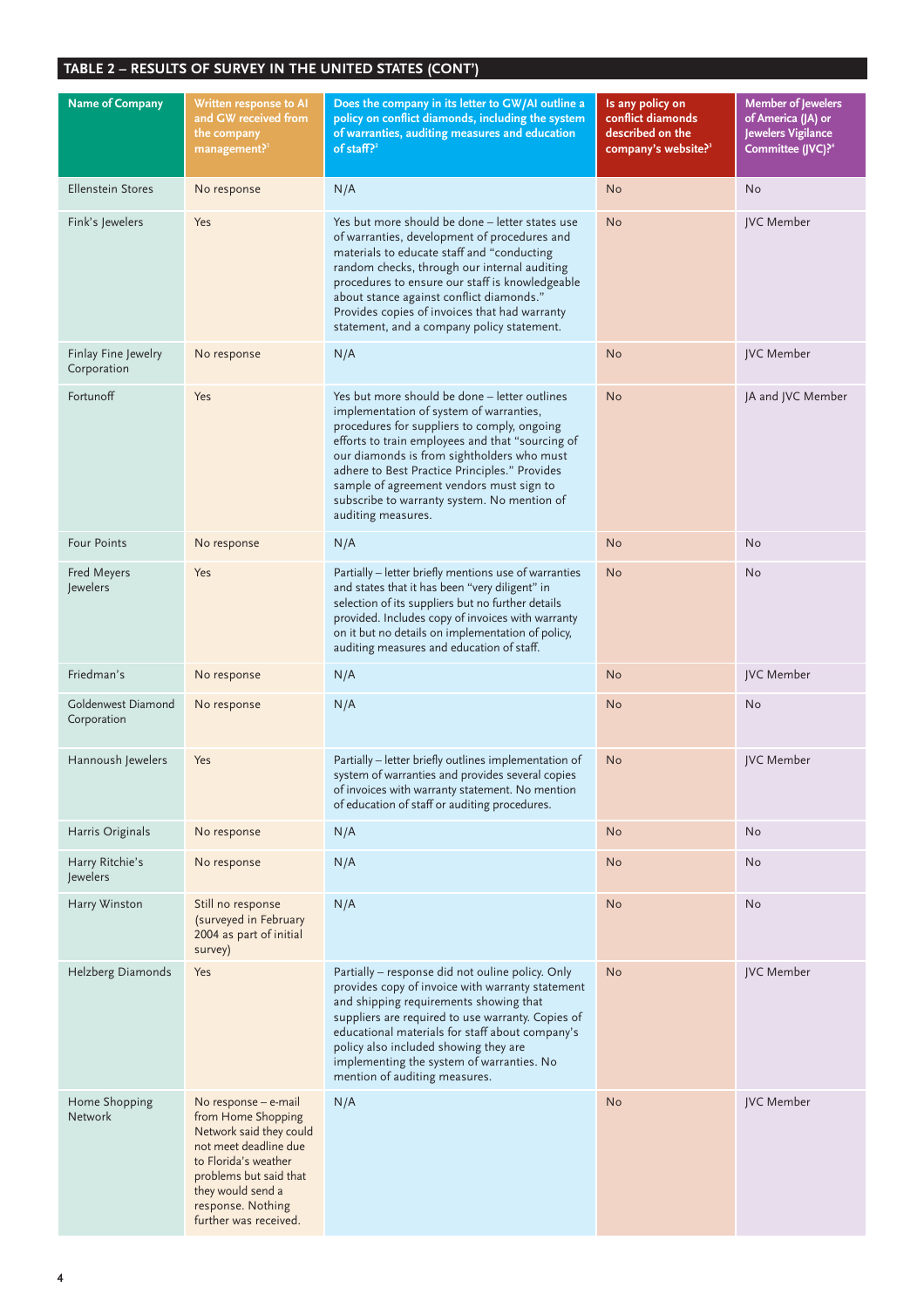## TABLE 2 – RESULTS OF SURVEY IN THE UNITED STATES (CONT')

| Name of Company | Written response to AI and GW received from the company management?[1] | Does the company in its letter to GW/AI outline a policy on conflict diamonds, including the system of warranties, auditing measures and education of staff?[2] | Is any policy on conflict diamonds described on the company's website?[3] | Member of Jewelers of America (JA) or Jewelers Vigilance Committee (JVC)?[4] |
|---|---|---|---|---|
| Ellenstein Stores | No response | N/A | No | No |
| Fink's Jewelers | Yes | Yes but more should be done – letter states use of warranties, development of procedures and materials to educate staff and "conducting random checks, through our internal auditing procedures to ensure our staff is knowledgeable about stance against conflict diamonds." Provides copies of invoices that had warranty statement, and a company policy statement. | No | JVC Member |
| Finlay Fine Jewelry Corporation | No response | N/A | No | JVC Member |
| Fortunoff | Yes | Yes but more should be done – letter outlines implementation of system of warranties, procedures for suppliers to comply, ongoing efforts to train employees and that "sourcing of our diamonds is from sightholders who must adhere to Best Practice Principles." Provides sample of agreement vendors must sign to subscribe to warranty system. No mention of auditing measures. | No | JA and JVC Member |
| Four Points | No response | N/A | No | No |
| Fred Meyers Jewelers | Yes | Partially – letter briefly mentions use of warranties and states that it has been "very diligent" in selection of its suppliers but no further details provided. Includes copy of invoices with warranty on it but no details on implementation of policy, auditing measures and education of staff. | No | No |
| Friedman's | No response | N/A | No | JVC Member |
| Goldenwest Diamond Corporation | No response | N/A | No | No |
| Hannoush Jewelers | Yes | Partially – letter briefly outlines implementation of system of warranties and provides several copies of invoices with warranty statement. No mention of education of staff or auditing procedures. | No | JVC Member |
| Harris Originals | No response | N/A | No | No |
| Harry Ritchie's Jewelers | No response | N/A | No | No |
| Harry Winston | Still no response (surveyed in February 2004 as part of initial survey) | N/A | No | No |
| Helzberg Diamonds | Yes | Partially – response did not ouline policy. Only provides copy of invoice with warranty statement and shipping requirements showing that suppliers are required to use warranty. Copies of educational materials for staff about company's policy also included showing they are implementing the system of warranties. No mention of auditing measures. | No | JVC Member |
| Home Shopping Network | No response – e-mail from Home Shopping Network said they could not meet deadline due to Florida's weather problems but said that they would send a response. Nothing further was received. | N/A | No | JVC Member |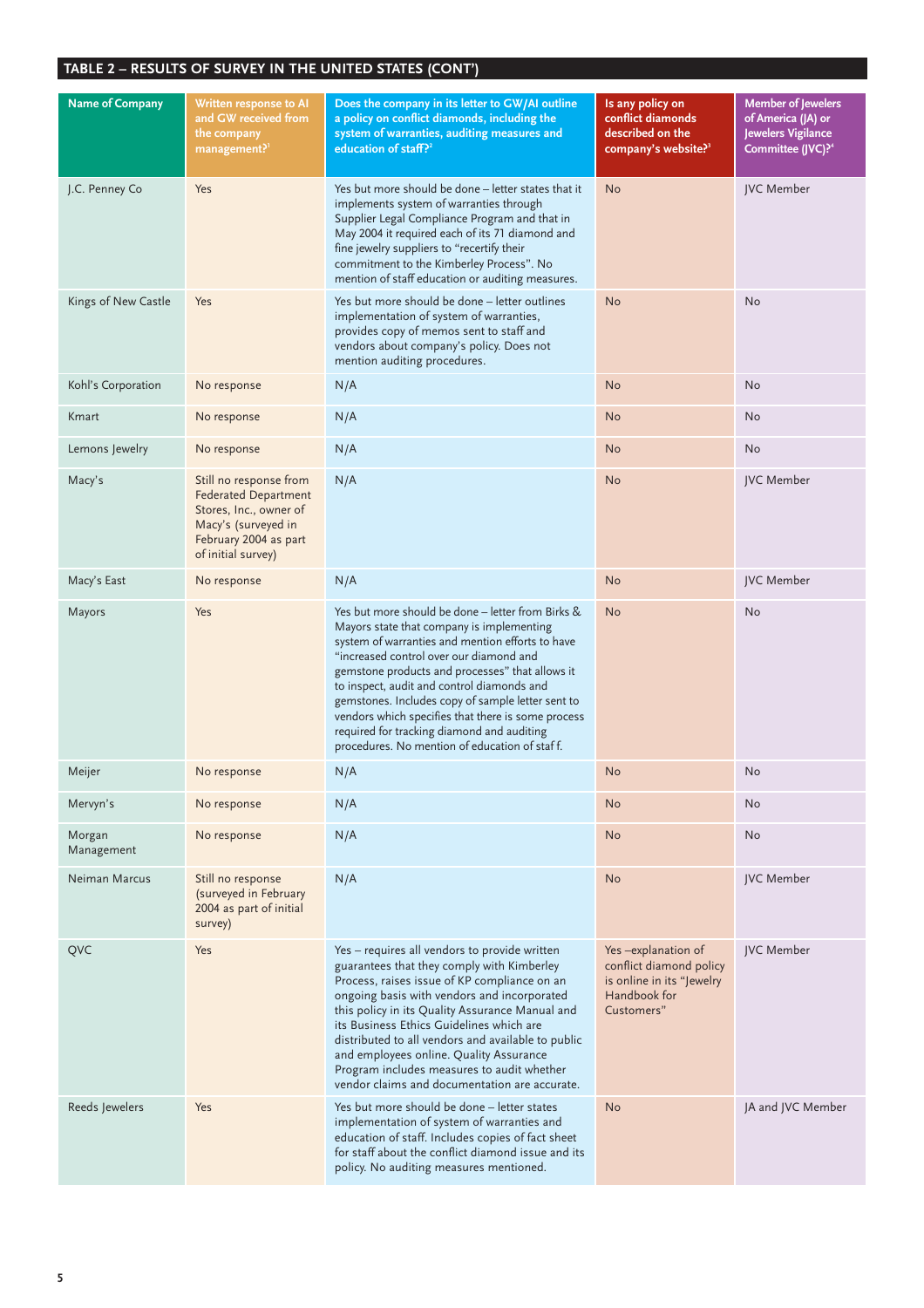## TABLE 2 – RESULTS OF SURVEY IN THE UNITED STATES (CONT')

| Name of Company | Written response to AI and GW received from the company management?[1] | Does the company in its letter to GW/AI outline a policy on conflict diamonds, including the system of warranties, auditing measures and education of staff?[2] | Is any policy on conflict diamonds described on the company's website?[3] | Member of Jewelers of America (JA) or Jewelers Vigilance Committee (JVC)?[4] |
|---|---|---|---|---|
| J.C. Penney Co | Yes | Yes but more should be done – letter states that it implements system of warranties through Supplier Legal Compliance Program and that in May 2004 it required each of its 71 diamond and fine jewelry suppliers to "recertify their commitment to the Kimberley Process". No mention of staff education or auditing measures. | No | JVC Member |
| Kings of New Castle | Yes | Yes but more should be done – letter outlines implementation of system of warranties, provides copy of memos sent to staff and vendors about company's policy. Does not mention auditing procedures. | No | No |
| Kohl's Corporation | No response | N/A | No | No |
| Kmart | No response | N/A | No | No |
| Lemons Jewelry | No response | N/A | No | No |
| Macy's | Still no response from Federated Department Stores, Inc., owner of Macy's (surveyed in February 2004 as part of initial survey) | N/A | No | JVC Member |
| Macy's East | No response | N/A | No | JVC Member |
| Mayors | Yes | Yes but more should be done – letter from Birks & Mayors state that company is implementing system of warranties and mention efforts to have "increased control over our diamond and gemstone products and processes" that allows it to inspect, audit and control diamonds and gemstones. Includes copy of sample letter sent to vendors which specifies that there is some process required for tracking diamond and auditing procedures. No mention of education of staff. | No | No |
| Meijer | No response | N/A | No | No |
| Mervyn's | No response | N/A | No | No |
| Morgan Management | No response | N/A | No | No |
| Neiman Marcus | Still no response (surveyed in February 2004 as part of initial survey) | N/A | No | JVC Member |
| QVC | Yes | Yes – requires all vendors to provide written guarantees that they comply with Kimberley Process, raises issue of KP compliance on an ongoing basis with vendors and incorporated this policy in its Quality Assurance Manual and its Business Ethics Guidelines which are distributed to all vendors and available to public and employees online. Quality Assurance Program includes measures to audit whether vendor claims and documentation are accurate. | Yes –explanation of conflict diamond policy is online in its "Jewelry Handbook for Customers" | JVC Member |
| Reeds Jewelers | Yes | Yes but more should be done – letter states implementation of system of warranties and education of staff. Includes copies of fact sheet for staff about the conflict diamond issue and its policy. No auditing measures mentioned. | No | JA and JVC Member |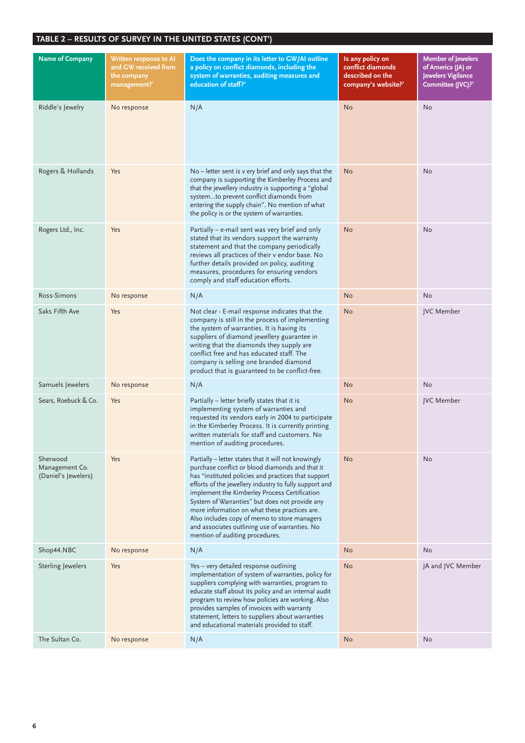## TABLE 2 – RESULTS OF SURVEY IN THE UNITED STATES (CONT')

| Name of Company | Written response to AI and GW received from the company management?[1] | Does the company in its letter to GW/AI outline a policy on conflict diamonds, including the system of warranties, auditing measures and education of staff?[2] | Is any policy on conflict diamonds described on the company's website?[3] | Member of Jewelers of America (JA) or Jewelers Vigilance Committee (JVC)?[4] |
|---|---|---|---|---|
| Riddle's Jewelry | No response | N/A | No | No |
| Rogers & Hollands | Yes | No – letter sent is v ery brief and only says that the company is supporting the Kimberley Process and that the jewellery industry is supporting a "global system...to prevent conflict diamonds from entering the supply chain". No mention of what the policy is or the system of warranties. | No | No |
| Rogers Ltd., Inc. | Yes | Partially – e-mail sent was very brief and only stated that its vendors support the warranty statement and that the company periodically reviews all practices of their v endor base. No further details provided on policy, auditing measures, procedures for ensuring vendors comply and staff education efforts. | No | No |
| Ross-Simons | No response | N/A | No | No |
| Saks Fifth Ave | Yes | Not clear - E-mail response indicates that the company is still in the process of implementing the system of warranties. It is having its suppliers of diamond jewellery guarantee in writing that the diamonds they supply are conflict free and has educated staff. The company is selling one branded diamond product that is guaranteed to be conflict-free. | No | JVC Member |
| Samuels Jewelers | No response | N/A | No | No |
| Sears, Roebuck & Co. | Yes | Partially – letter briefly states that it is implementing system of warranties and requested its vendors early in 2004 to participate in the Kimberley Process. It is currently printing written materials for staff and customers. No mention of auditing procedures. | No | JVC Member |
| Sherwood Management Co. (Daniel's Jewelers) | Yes | Partially – letter states that it will not knowingly purchase conflict or blood diamonds and that it has "instituted policies and practices that support efforts of the jewellery industry to fully support and implement the Kimberley Process Certification System of Warranties" but does not provide any more information on what these practices are. Also includes copy of memo to store managers and associates outlining use of warranties. No mention of auditing procedures. | No | No |
| Shop44.NBC | No response | N/A | No | No |
| Sterling Jewelers | Yes | Yes – very detailed response outlining implementation of system of warranties, policy for suppliers complying with warranties, program to educate staff about its policy and an internal audit program to review how policies are working. Also provides samples of invoices with warranty statement, letters to suppliers about warranties and educational materials provided to staff. | No | JA and JVC Member |
| The Sultan Co. | No response | N/A | No | No |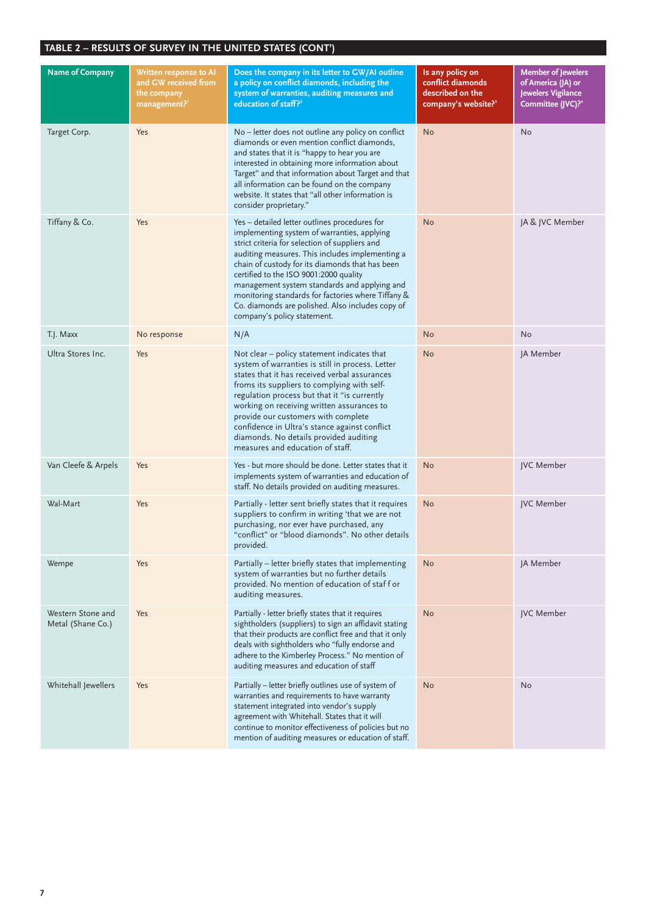## TABLE 2 – RESULTS OF SURVEY IN THE UNITED STATES (CONT')

| Name of Company | Written response to AI and GW received from the company management?[1] | Does the company in its letter to GW/AI outline a policy on conflict diamonds, including the system of warranties, auditing measures and education of staff?[2] | Is any policy on conflict diamonds described on the company's website?[3] | Member of Jewelers of America (JA) or Jewelers Vigilance Committee (JVC)?[4] |
|---|---|---|---|---|
| Target Corp. | Yes | No – letter does not outline any policy on conflict diamonds or even mention conflict diamonds, and states that it is "happy to hear you are interested in obtaining more information about Target" and that information about Target and that all information can be found on the company website. It states that "all other information is consider proprietary." | No | No |
| Tiffany & Co. | Yes | Yes – detailed letter outlines procedures for implementing system of warranties, applying strict criteria for selection of suppliers and auditing measures. This includes implementing a chain of custody for its diamonds that has been certified to the ISO 9001:2000 quality management system standards and applying and monitoring standards for factories where Tiffany & Co. diamonds are polished. Also includes copy of company's policy statement. | No | JA & JVC Member |
| T.J. Maxx | No response | N/A | No | No |
| Ultra Stores Inc. | Yes | Not clear – policy statement indicates that system of warranties is still in process. Letter states that it has received verbal assurances froms its suppliers to complying with self-regulation process but that it "is currently working on receiving written assurances to provide our customers with complete confidence in Ultra's stance against conflict diamonds. No details provided auditing measures and education of staff. | No | JA Member |
| Van Cleefe & Arpels | Yes | Yes - but more should be done. Letter states that it implements system of warranties and education of staff. No details provided on auditing measures. | No | JVC Member |
| Wal-Mart | Yes | Partially - letter sent briefly states that it requires suppliers to confirm in writing 'that we are not purchasing, nor ever have purchased, any "conflict" or "blood diamonds". No other details provided. | No | JVC Member |
| Wempe | Yes | Partially – letter briefly states that implementing system of warranties but no further details provided. No mention of education of staf f or auditing measures. | No | JA Member |
| Western Stone and Metal (Shane Co.) | Yes | Partially - letter briefly states that it requires sightholders (suppliers) to sign an affidavit stating that their products are conflict free and that it only deals with sightholders who "fully endorse and adhere to the Kimberley Process." No mention of auditing measures and education of staff | No | JVC Member |
| Whitehall Jewellers | Yes | Partially – letter briefly outlines use of system of warranties and requirements to have warranty statement integrated into vendor's supply agreement with Whitehall. States that it will continue to monitor effectiveness of policies but no mention of auditing measures or education of staff. | No | No |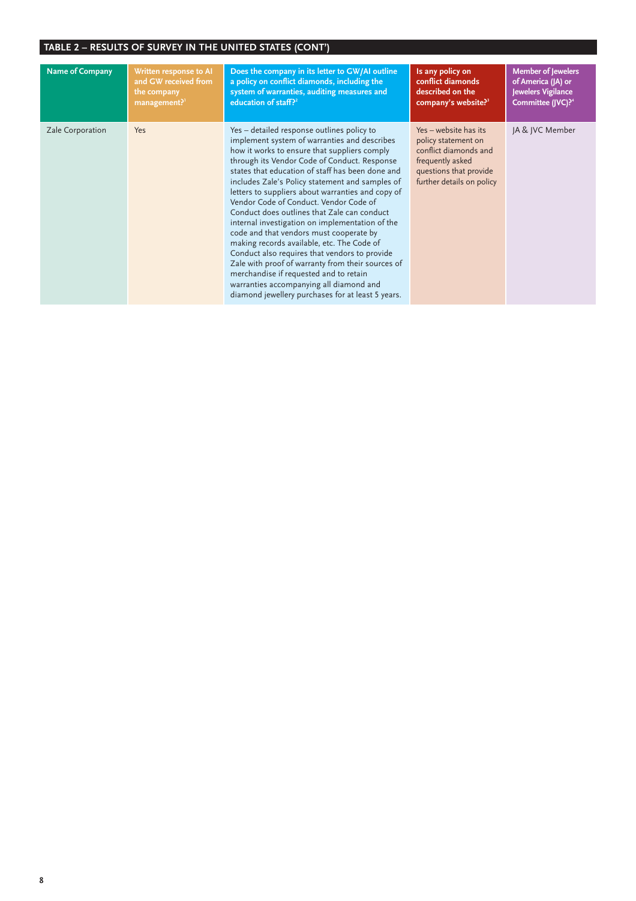## TABLE 2 – RESULTS OF SURVEY IN THE UNITED STATES (CONT')

| Name of Company | Written response to AI and GW received from the company management?[1] | Does the company in its letter to GW/AI outline a policy on conflict diamonds, including the system of warranties, auditing measures and education of staff?[2] | Is any policy on conflict diamonds described on the company's website?[3] | Member of Jewelers of America (JA) or Jewelers Vigilance Committee (JVC)?[4] |
|---|---|---|---|---|
| Zale Corporation | Yes | Yes – detailed response outlines policy to implement system of warranties and describes how it works to ensure that suppliers comply through its Vendor Code of Conduct. Response states that education of staff has been done and includes Zale's Policy statement and samples of letters to suppliers about warranties and copy of Vendor Code of Conduct. Vendor Code of Conduct does outlines that Zale can conduct internal investigation on implementation of the code and that vendors must cooperate by making records available, etc. The Code of Conduct also requires that vendors to provide Zale with proof of warranty from their sources of merchandise if requested and to retain warranties accompanying all diamond and diamond jewellery purchases for at least 5 years. | Yes – website has its policy statement on conflict diamonds and frequently asked questions that provide further details on policy | JA & JVC Member |